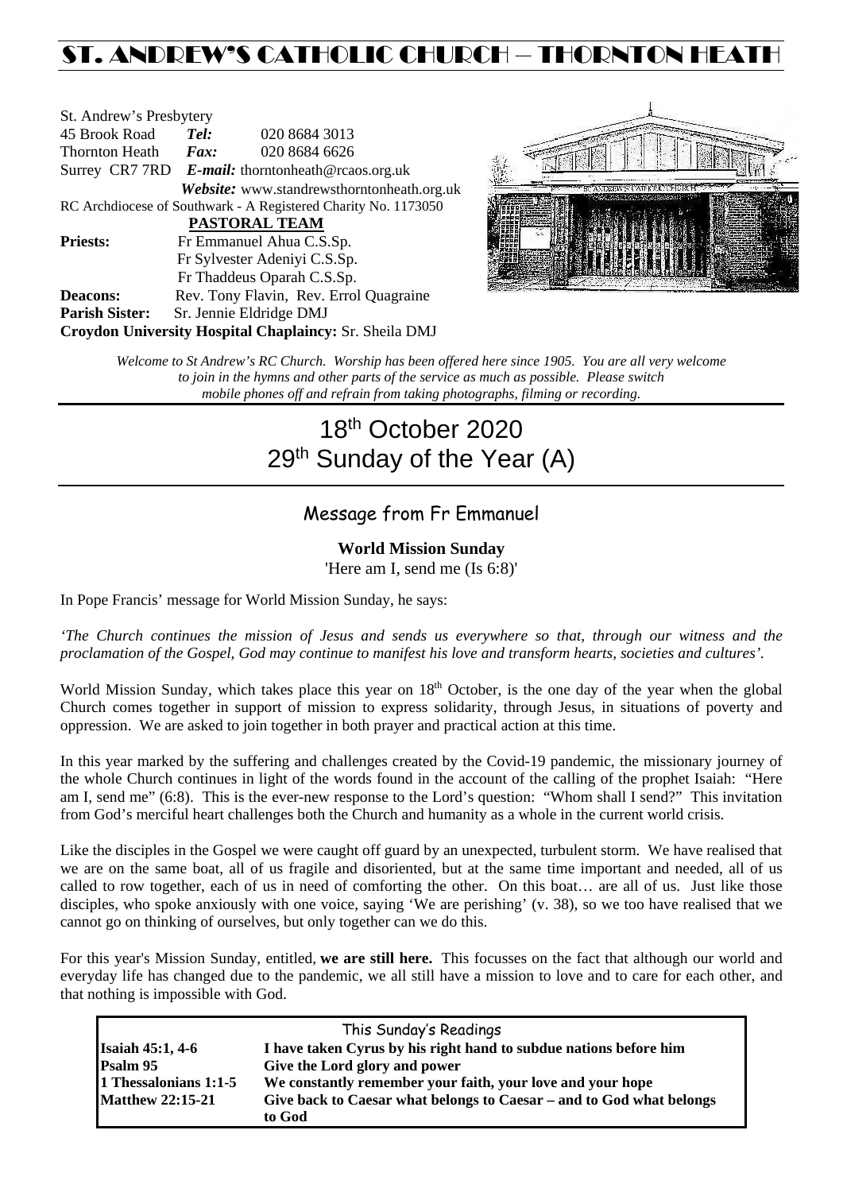# ST. ANDREW'S CATHOLIC CHURCH – THORNTON HEATH

St. Andrew's Presbytery
45 Brook Road *Tel:* 020 8684 3013
Thornton Heath *Fax:* 020 8684 6626
Surrey CR7 7RD *E-mail:* thorntonheath@rcaos.org.uk
*Website:* www.standrewsthorntonheath.org.uk
RC Archdiocese of Southwark - A Registered Charity No. 1173050

**PASTORAL TEAM**

**Priests:** Fr Emmanuel Ahua C.S.Sp.
Fr Sylvester Adeniyi C.S.Sp.
Fr Thaddeus Oparah C.S.Sp.
**Deacons:** Rev. Tony Flavin, Rev. Errol Quagraine
**Parish Sister:** Sr. Jennie Eldridge DMJ
**Croydon University Hospital Chaplaincy:** Sr. Sheila DMJ

*Welcome to St Andrew's RC Church. Worship has been offered here since 1905. You are all very welcome to join in the hymns and other parts of the service as much as possible. Please switch mobile phones off and refrain from taking photographs, filming or recording.*

# 18th October 2020
# 29th Sunday of the Year (A)

## Message from Fr Emmanuel

**World Mission Sunday**
'Here am I, send me (Is 6:8)'

In Pope Francis' message for World Mission Sunday, he says:

*'The Church continues the mission of Jesus and sends us everywhere so that, through our witness and the proclamation of the Gospel, God may continue to manifest his love and transform hearts, societies and cultures'.*

World Mission Sunday, which takes place this year on 18th October, is the one day of the year when the global Church comes together in support of mission to express solidarity, through Jesus, in situations of poverty and oppression. We are asked to join together in both prayer and practical action at this time.

In this year marked by the suffering and challenges created by the Covid-19 pandemic, the missionary journey of the whole Church continues in light of the words found in the account of the calling of the prophet Isaiah: "Here am I, send me" (6:8). This is the ever-new response to the Lord's question: "Whom shall I send?" This invitation from God's merciful heart challenges both the Church and humanity as a whole in the current world crisis.

Like the disciples in the Gospel we were caught off guard by an unexpected, turbulent storm. We have realised that we are on the same boat, all of us fragile and disoriented, but at the same time important and needed, all of us called to row together, each of us in need of comforting the other. On this boat… are all of us. Just like those disciples, who spoke anxiously with one voice, saying 'We are perishing' (v. 38), so we too have realised that we cannot go on thinking of ourselves, but only together can we do this.

For this year's Mission Sunday, entitled, **we are still here.** This focusses on the fact that although our world and everyday life has changed due to the pandemic, we all still have a mission to love and to care for each other, and that nothing is impossible with God.

| This Sunday's Readings | |
|---|---|
| **Isaiah 45:1, 4-6** | **I have taken Cyrus by his right hand to subdue nations before him** |
| **Psalm 95** | **Give the Lord glory and power** |
| **1 Thessalonians 1:1-5** | **We constantly remember your faith, your love and your hope** |
| **Matthew 22:15-21** | **Give back to Caesar what belongs to Caesar – and to God what belongs to God** |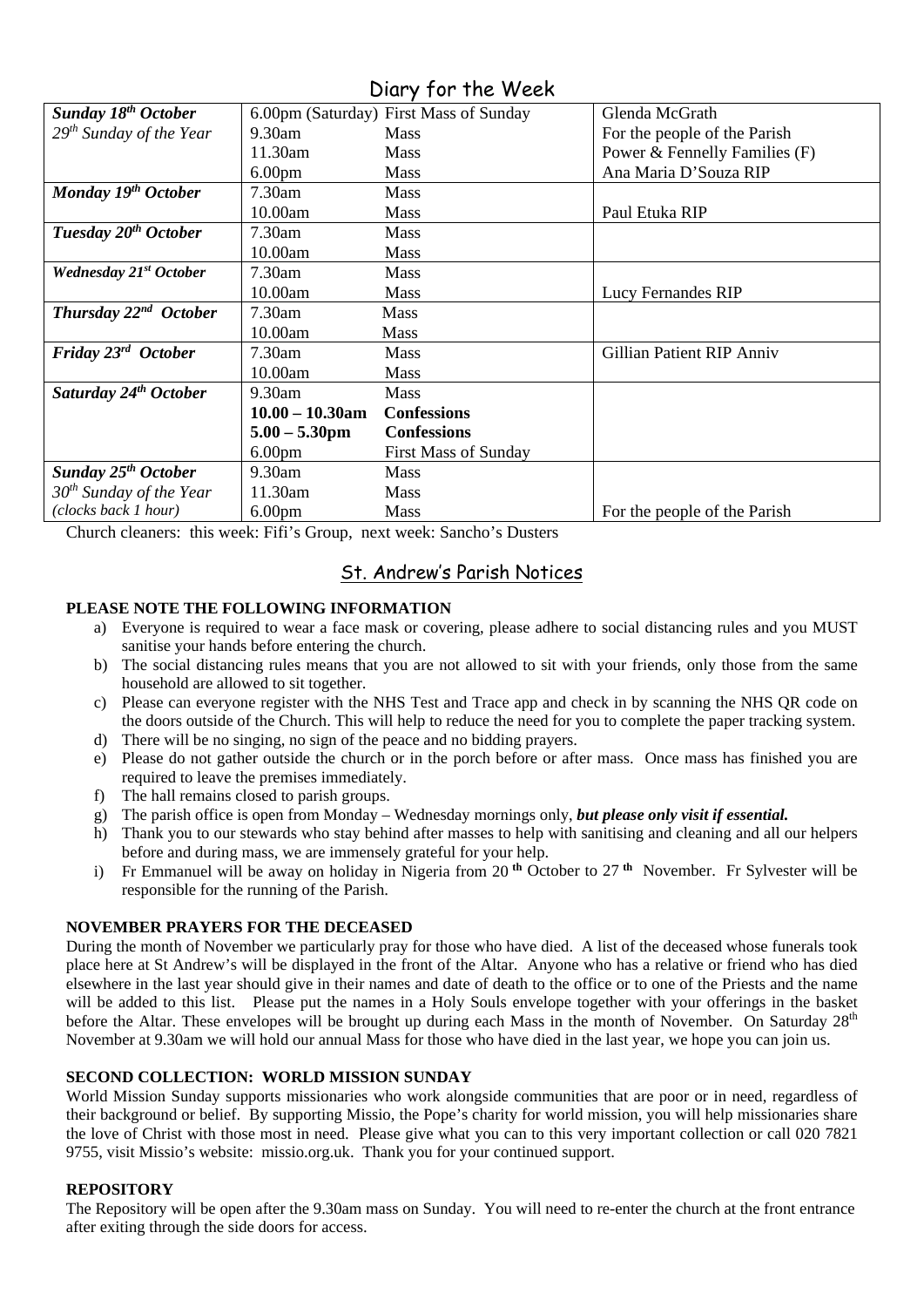## Diary for the Week

| | | | |
|---|---|---|---|
| ***Sunday 18th October*** | 6.00pm (Saturday) | First Mass of Sunday | Glenda McGrath |
| *29th Sunday of the Year* | 9.30am | Mass | For the people of the Parish |
| | 11.30am | Mass | Power & Fennelly Families (F) |
| | 6.00pm | Mass | Ana Maria D'Souza RIP |
| ***Monday 19th October*** | 7.30am | Mass | |
| | 10.00am | Mass | Paul Etuka RIP |
| ***Tuesday 20th October*** | 7.30am | Mass | |
| | 10.00am | Mass | |
| ***Wednesday 21st October*** | 7.30am | Mass | |
| | 10.00am | Mass | Lucy Fernandes RIP |
| ***Thursday 22nd October*** | 7.30am | Mass | |
| | 10.00am | Mass | |
| ***Friday 23rd October*** | 7.30am | Mass | Gillian Patient RIP Anniv |
| | 10.00am | Mass | |
| ***Saturday 24th October*** | 9.30am | Mass | |
| | **10.00 – 10.30am** | **Confessions** | |
| | **5.00 – 5.30pm** | **Confessions** | |
| | 6.00pm | First Mass of Sunday | |
| ***Sunday 25th October*** | 9.30am | Mass | |
| *30th Sunday of the Year* | 11.30am | Mass | |
| *(clocks back 1 hour)* | 6.00pm | Mass | For the people of the Parish |

Church cleaners: this week: Fifi's Group, next week: Sancho's Dusters

## St. Andrew's Parish Notices

**PLEASE NOTE THE FOLLOWING INFORMATION**

a) Everyone is required to wear a face mask or covering, please adhere to social distancing rules and you MUST sanitise your hands before entering the church.
b) The social distancing rules means that you are not allowed to sit with your friends, only those from the same household are allowed to sit together.
c) Please can everyone register with the NHS Test and Trace app and check in by scanning the NHS QR code on the doors outside of the Church. This will help to reduce the need for you to complete the paper tracking system.
d) There will be no singing, no sign of the peace and no bidding prayers.
e) Please do not gather outside the church or in the porch before or after mass. Once mass has finished you are required to leave the premises immediately.
f) The hall remains closed to parish groups.
g) The parish office is open from Monday – Wednesday mornings only, ***but please only visit if essential.***
h) Thank you to our stewards who stay behind after masses to help with sanitising and cleaning and all our helpers before and during mass, we are immensely grateful for your help.
i) Fr Emmanuel will be away on holiday in Nigeria from 20th October to 27th November. Fr Sylvester will be responsible for the running of the Parish.

**NOVEMBER PRAYERS FOR THE DECEASED**

During the month of November we particularly pray for those who have died. A list of the deceased whose funerals took place here at St Andrew's will be displayed in the front of the Altar. Anyone who has a relative or friend who has died elsewhere in the last year should give in their names and date of death to the office or to one of the Priests and the name will be added to this list. Please put the names in a Holy Souls envelope together with your offerings in the basket before the Altar. These envelopes will be brought up during each Mass in the month of November. On Saturday 28th November at 9.30am we will hold our annual Mass for those who have died in the last year, we hope you can join us.

**SECOND COLLECTION: WORLD MISSION SUNDAY**

World Mission Sunday supports missionaries who work alongside communities that are poor or in need, regardless of their background or belief. By supporting Missio, the Pope's charity for world mission, you will help missionaries share the love of Christ with those most in need. Please give what you can to this very important collection or call 020 7821 9755, visit Missio's website: missio.org.uk. Thank you for your continued support.

**REPOSITORY**

The Repository will be open after the 9.30am mass on Sunday. You will need to re-enter the church at the front entrance after exiting through the side doors for access.